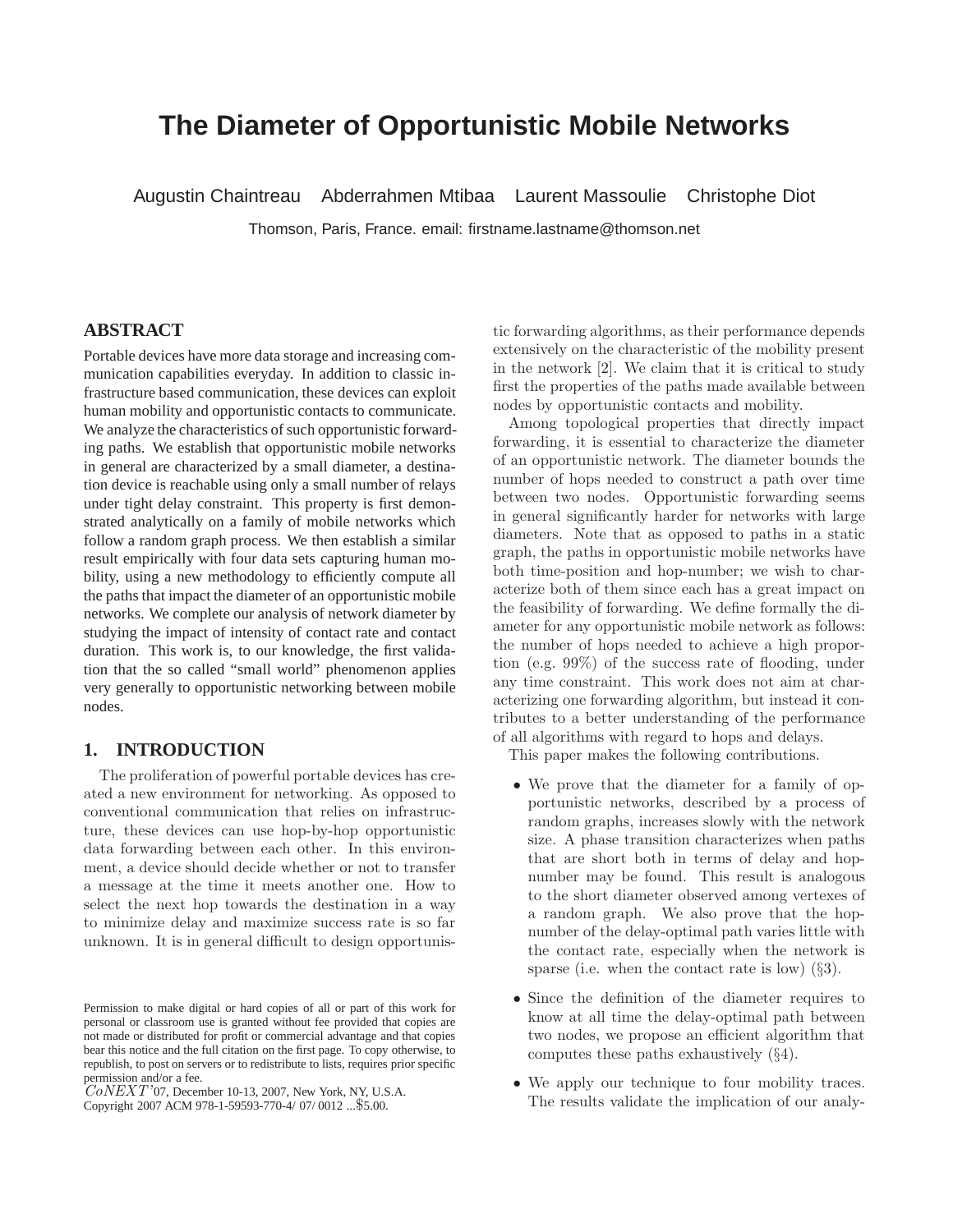# The Diameter of Opportunistic Mobile Networks

Augustin Chaintreau    Abderrahmen Mtibaa    Laurent Massoulie    Christophe Diot

Thomson, Paris, France. email: firstname.lastname@thomson.net

## ABSTRACT

Portable devices have more data storage and increasing communication capabilities everyday. In addition to classic infrastructure based communication, these devices can exploit human mobility and opportunistic contacts to communicate. We analyze the characteristics of such opportunistic forwarding paths. We establish that opportunistic mobile networks in general are characterized by a small diameter, a destination device is reachable using only a small number of relays under tight delay constraint. This property is first demonstrated analytically on a family of mobile networks which follow a random graph process. We then establish a similar result empirically with four data sets capturing human mobility, using a new methodology to efficiently compute all the paths that impact the diameter of an opportunistic mobile networks. We complete our analysis of network diameter by studying the impact of intensity of contact rate and contact duration. This work is, to our knowledge, the first validation that the so called "small world" phenomenon applies very generally to opportunistic networking between mobile nodes.

## 1. INTRODUCTION

The proliferation of powerful portable devices has created a new environment for networking. As opposed to conventional communication that relies on infrastructure, these devices can use hop-by-hop opportunistic data forwarding between each other. In this environment, a device should decide whether or not to transfer a message at the time it meets another one. How to select the next hop towards the destination in a way to minimize delay and maximize success rate is so far unknown. It is in general difficult to design opportunistic forwarding algorithms, as their performance depends extensively on the characteristic of the mobility present in the network [2]. We claim that it is critical to study first the properties of the paths made available between nodes by opportunistic contacts and mobility.

Among topological properties that directly impact forwarding, it is essential to characterize the diameter of an opportunistic network. The diameter bounds the number of hops needed to construct a path over time between two nodes. Opportunistic forwarding seems in general significantly harder for networks with large diameters. Note that as opposed to paths in a static graph, the paths in opportunistic mobile networks have both time-position and hop-number; we wish to characterize both of them since each has a great impact on the feasibility of forwarding. We define formally the diameter for any opportunistic mobile network as follows: the number of hops needed to achieve a high proportion (e.g. 99%) of the success rate of flooding, under any time constraint. This work does not aim at characterizing one forwarding algorithm, but instead it contributes to a better understanding of the performance of all algorithms with regard to hops and delays.

This paper makes the following contributions.

- We prove that the diameter for a family of opportunistic networks, described by a process of random graphs, increases slowly with the network size. A phase transition characterizes when paths that are short both in terms of delay and hop-number may be found. This result is analogous to the short diameter observed among vertexes of a random graph. We also prove that the hop-number of the delay-optimal path varies little with the contact rate, especially when the network is sparse (i.e. when the contact rate is low) (§3).
- Since the definition of the diameter requires to know at all time the delay-optimal path between two nodes, we propose an efficient algorithm that computes these paths exhaustively (§4).
- We apply our technique to four mobility traces. The results validate the implication of our analy-

Permission to make digital or hard copies of all or part of this work for personal or classroom use is granted without fee provided that copies are not made or distributed for profit or commercial advantage and that copies bear this notice and the full citation on the first page. To copy otherwise, to republish, to post on servers or to redistribute to lists, requires prior specific permission and/or a fee.
*CoNEXT'07*, December 10-13, 2007, New York, NY, U.S.A.
Copyright 2007 ACM 978-1-59593-770-4/ 07/ 0012 ...$5.00.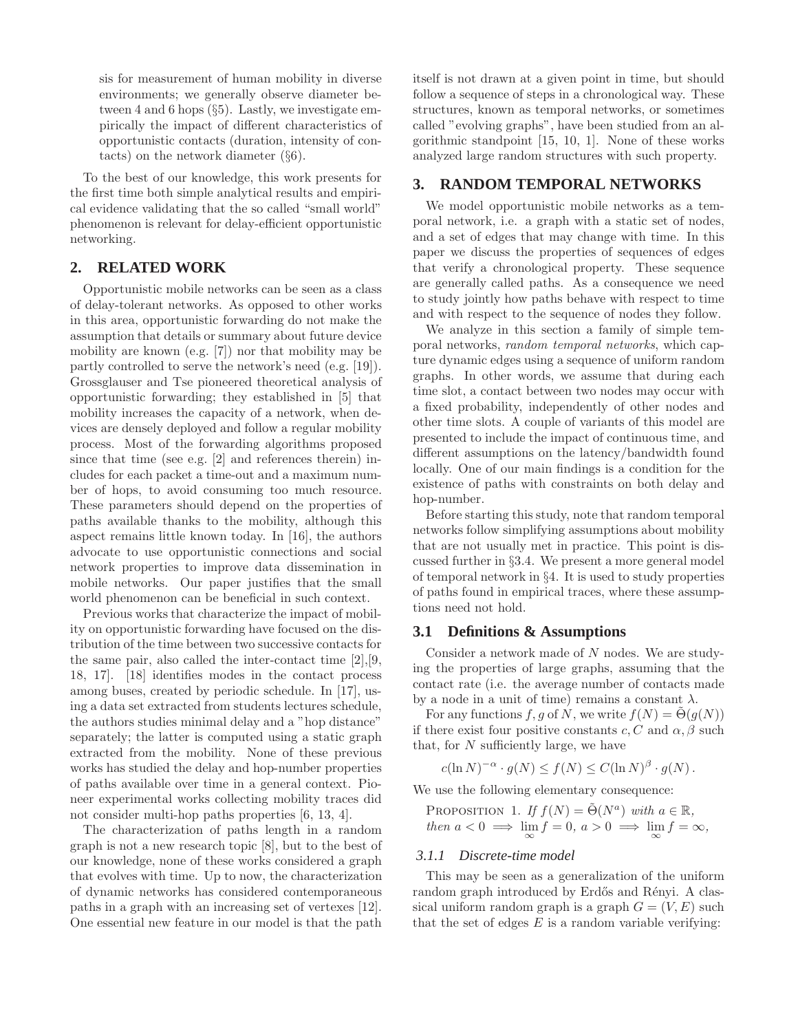sis for measurement of human mobility in diverse environments; we generally observe diameter between 4 and 6 hops (§5). Lastly, we investigate empirically the impact of different characteristics of opportunistic contacts (duration, intensity of contacts) on the network diameter (§6).

To the best of our knowledge, this work presents for the first time both simple analytical results and empirical evidence validating that the so called "small world" phenomenon is relevant for delay-efficient opportunistic networking.

## 2. RELATED WORK

Opportunistic mobile networks can be seen as a class of delay-tolerant networks. As opposed to other works in this area, opportunistic forwarding do not make the assumption that details or summary about future device mobility are known (e.g. [7]) nor that mobility may be partly controlled to serve the network's need (e.g. [19]). Grossglauser and Tse pioneered theoretical analysis of opportunistic forwarding; they established in [5] that mobility increases the capacity of a network, when devices are densely deployed and follow a regular mobility process. Most of the forwarding algorithms proposed since that time (see e.g. [2] and references therein) includes for each packet a time-out and a maximum number of hops, to avoid consuming too much resource. These parameters should depend on the properties of paths available thanks to the mobility, although this aspect remains little known today. In [16], the authors advocate to use opportunistic connections and social network properties to improve data dissemination in mobile networks. Our paper justifies that the small world phenomenon can be beneficial in such context.

Previous works that characterize the impact of mobility on opportunistic forwarding have focused on the distribution of the time between two successive contacts for the same pair, also called the inter-contact time [2],[9, 18, 17]. [18] identifies modes in the contact process among buses, created by periodic schedule. In [17], using a data set extracted from students lectures schedule, the authors studies minimal delay and a "hop distance" separately; the latter is computed using a static graph extracted from the mobility. None of these previous works has studied the delay and hop-number properties of paths available over time in a general context. Pioneer experimental works collecting mobility traces did not consider multi-hop paths properties [6, 13, 4].

The characterization of paths length in a random graph is not a new research topic [8], but to the best of our knowledge, none of these works considered a graph that evolves with time. Up to now, the characterization of dynamic networks has considered contemporaneous paths in a graph with an increasing set of vertexes [12]. One essential new feature in our model is that the path itself is not drawn at a given point in time, but should follow a sequence of steps in a chronological way. These structures, known as temporal networks, or sometimes called "evolving graphs", have been studied from an algorithmic standpoint [15, 10, 1]. None of these works analyzed large random structures with such property.

## 3. RANDOM TEMPORAL NETWORKS

We model opportunistic mobile networks as a temporal network, i.e. a graph with a static set of nodes, and a set of edges that may change with time. In this paper we discuss the properties of sequences of edges that verify a chronological property. These sequence are generally called paths. As a consequence we need to study jointly how paths behave with respect to time and with respect to the sequence of nodes they follow.

We analyze in this section a family of simple temporal networks, *random temporal networks*, which capture dynamic edges using a sequence of uniform random graphs. In other words, we assume that during each time slot, a contact between two nodes may occur with a fixed probability, independently of other nodes and other time slots. A couple of variants of this model are presented to include the impact of continuous time, and different assumptions on the latency/bandwidth found locally. One of our main findings is a condition for the existence of paths with constraints on both delay and hop-number.

Before starting this study, note that random temporal networks follow simplifying assumptions about mobility that are not usually met in practice. This point is discussed further in §3.4. We present a more general model of temporal network in §4. It is used to study properties of paths found in empirical traces, where these assumptions need not hold.

### 3.1 Definitions & Assumptions

Consider a network made of $N$ nodes. We are studying the properties of large graphs, assuming that the contact rate (i.e. the average number of contacts made by a node in a unit of time) remains a constant $\lambda$.

For any functions $f, g$ of $N$, we write $f(N) = \tilde{\Theta}(g(N))$ if there exist four positive constants $c, C$ and $\alpha, \beta$ such that, for $N$ sufficiently large, we have

$$c(\ln N)^{-\alpha} \cdot g(N) \leq f(N) \leq C(\ln N)^{\beta} \cdot g(N) .$$

We use the following elementary consequence:

PROPOSITION 1. *If* $f(N) = \tilde{\Theta}(N^a)$ *with* $a \in \mathbb{R}$, *then* $a < 0 \implies \lim_{\infty} f = 0$, $a > 0 \implies \lim_{\infty} f = \infty$,

#### 3.1.1 Discrete-time model

This may be seen as a generalization of the uniform random graph introduced by Erdős and Rényi. A classical uniform random graph is a graph $G = (V, E)$ such that the set of edges $E$ is a random variable verifying: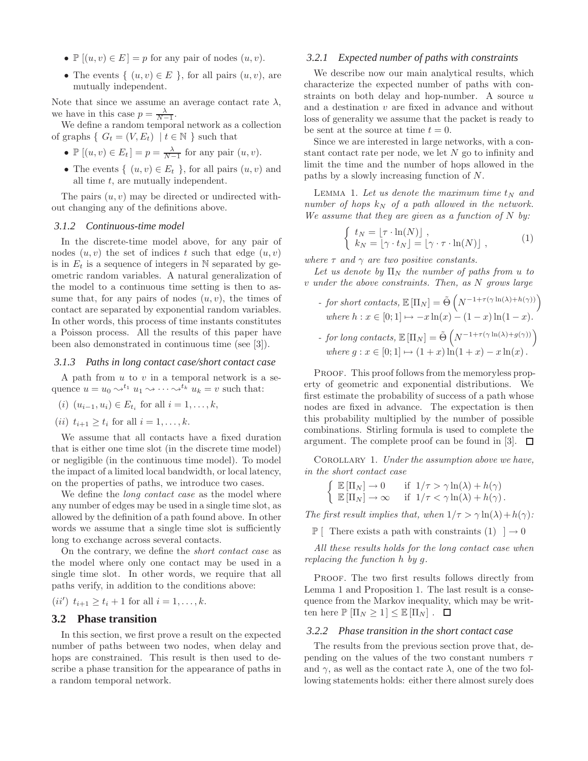- $\mathbb{P}\left[(u,v) \in E\right] = p$ for any pair of nodes $(u,v)$.
- The events $\{\ (u,v) \in E\ \}$, for all pairs $(u,v)$, are mutually independent.

Note that since we assume an average contact rate $\lambda$, we have in this case $p = \frac{\lambda}{N-1}$.

We define a random temporal network as a collection of graphs $\{\ G_t = (V, E_t)\ \mid t \in \mathbb{N}\ \}$ such that

- $\mathbb{P}\left[(u,v) \in E_t\right] = p = \frac{\lambda}{N-1}$ for any pair $(u,v)$.
- The events $\{\ (u,v) \in E_t\ \}$, for all pairs $(u,v)$ and all time $t$, are mutually independent.

The pairs $(u,v)$ may be directed or undirected without changing any of the definitions above.

#### 3.1.2 Continuous-time model

In the discrete-time model above, for any pair of nodes $(u,v)$ the set of indices $t$ such that edge $(u,v)$ is in $E_t$ is a sequence of integers in $\mathbb{N}$ separated by geometric random variables. A natural generalization of the model to a continuous time setting is then to assume that, for any pairs of nodes $(u,v)$, the times of contact are separated by exponential random variables. In other words, this process of time instants constitutes a Poisson process. All the results of this paper have been also demonstrated in continuous time (see [3]).

#### 3.1.3 Paths in long contact case/short contact case

A path from $u$ to $v$ in a temporal network is a sequence $u = u_0 \rightsquigarrow^{t_1} u_1 \rightsquigarrow \cdots \rightsquigarrow^{t_k} u_k = v$ such that:

$(i)$ $(u_{i-1}, u_i) \in E_{t_i}$ for all $i = 1, \ldots, k$,

$(ii)$ $t_{i+1} \geq t_i$ for all $i = 1, \ldots, k$.

We assume that all contacts have a fixed duration that is either one time slot (in the discrete time model) or negligible (in the continuous time model). To model the impact of a limited local bandwidth, or local latency, on the properties of paths, we introduce two cases.

We define the *long contact case* as the model where any number of edges may be used in a single time slot, as allowed by the definition of a path found above. In other words we assume that a single time slot is sufficiently long to exchange across several contacts.

On the contrary, we define the *short contact case* as the model where only one contact may be used in a single time slot. In other words, we require that all paths verify, in addition to the conditions above:

$(ii')$ $t_{i+1} \geq t_i + 1$ for all $i = 1, \ldots, k$.

### 3.2 Phase transition

In this section, we first prove a result on the expected number of paths between two nodes, when delay and hops are constrained. This result is then used to describe a phase transition for the appearance of paths in a random temporal network.

#### 3.2.1 Expected number of paths with constraints

We describe now our main analytical results, which characterize the expected number of paths with constraints on both delay and hop-number. A source $u$ and a destination $v$ are fixed in advance and without loss of generality we assume that the packet is ready to be sent at the source at time $t = 0$.

Since we are interested in large networks, with a constant contact rate per node, we let $N$ go to infinity and limit the time and the number of hops allowed in the paths by a slowly increasing function of $N$.

Lemma 1. *Let us denote the maximum time $t_N$ and number of hops $k_N$ of a path allowed in the network. We assume that they are given as a function of $N$ by:*

$$\left\{ \begin{array}{l} t_N = \lfloor \tau \cdot \ln(N) \rfloor\ , \\ k_N = \lfloor \gamma \cdot t_N \rfloor = \lfloor \gamma \cdot \tau \cdot \ln(N) \rfloor\ , \end{array} \right. \tag{1}$$

*where $\tau$ and $\gamma$ are two positive constants.*

*Let us denote by $\Pi_N$ the number of paths from $u$ to $v$ under the above constraints. Then, as $N$ grows large*

- *for short contacts,* $\mathbb{E}\left[\Pi_N\right] = \tilde{\Theta}\left(N^{-1+\tau(\gamma\ln(\lambda)+h(\gamma))}\right)$ *where* $h : x \in [0;1] \mapsto -x\ln(x) - (1-x)\ln(1-x)$.
- *for long contacts,* $\mathbb{E}\left[\Pi_N\right] = \tilde{\Theta}\left(N^{-1+\tau(\gamma\ln(\lambda)+g(\gamma))}\right)$ *where* $g : x \in [0;1] \mapsto (1+x)\ln(1+x) - x\ln(x)$.

Proof. This proof follows from the memoryless property of geometric and exponential distributions. We first estimate the probability of success of a path whose nodes are fixed in advance. The expectation is then this probability multiplied by the number of possible combinations. Stirling formula is used to complete the argument. The complete proof can be found in [3]. $\square$

Corollary 1. *Under the assumption above we have, in the short contact case*

$$\left\{ \begin{array}{ll} \mathbb{E}\left[\Pi_N\right] \to 0 & \text{if } 1/\tau > \gamma\ln(\lambda) + h(\gamma) \\ \mathbb{E}\left[\Pi_N\right] \to \infty & \text{if } 1/\tau < \gamma\ln(\lambda) + h(\gamma)\,. \end{array} \right.$$

*The first result implies that, when $1/\tau > \gamma\ln(\lambda) + h(\gamma)$:*

$$\mathbb{P}\left[\ \text{There exists a path with constraints (1)}\ \right] \to 0$$

*All these results holds for the long contact case when replacing the function $h$ by $g$.*

Proof. The two first results follows directly from Lemma 1 and Proposition 1. The last result is a consequence from the Markov inequality, which may be written here $\mathbb{P}\left[\Pi_N \geq 1\right] \leq \mathbb{E}\left[\Pi_N\right]$. $\square$

#### 3.2.2 Phase transition in the short contact case

The results from the previous section prove that, depending on the values of the two constant numbers $\tau$ and $\gamma$, as well as the contact rate $\lambda$, one of the two following statements holds: either there almost surely does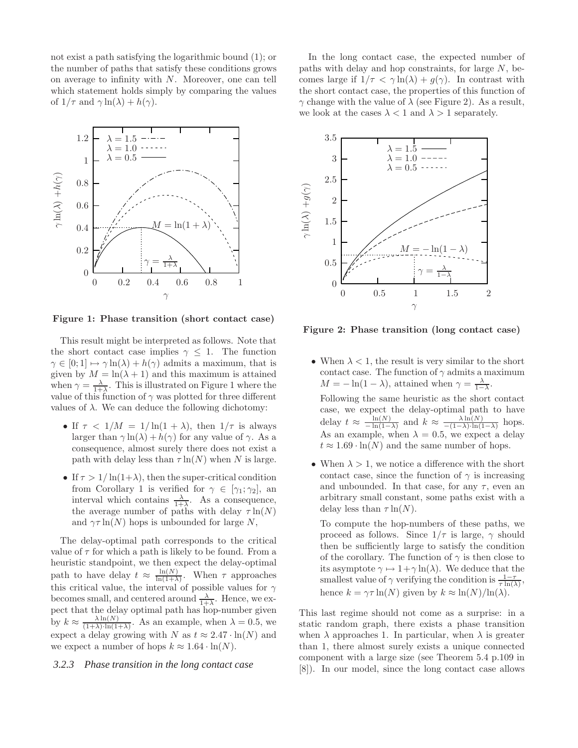not exist a path satisfying the logarithmic bound (1); or the number of paths that satisfy these conditions grows on average to infinity with $N$. Moreover, one can tell which statement holds simply by comparing the values of $1/\tau$ and $\gamma\ln(\lambda) + h(\gamma)$.

**Figure 1: Phase transition (short contact case)**

This result might be interpreted as follows. Note that the short contact case implies $\gamma \leq 1$. The function $\gamma \in [0;1] \mapsto \gamma\ln(\lambda) + h(\gamma)$ admits a maximum, that is given by $M = \ln(\lambda + 1)$ and this maximum is attained when $\gamma = \frac{\lambda}{1+\lambda}$. This is illustrated on Figure 1 where the value of this function of $\gamma$ was plotted for three different values of $\lambda$. We can deduce the following dichotomy:

- If $\tau < 1/M = 1/\ln(1+\lambda)$, then $1/\tau$ is always larger than $\gamma\ln(\lambda) + h(\gamma)$ for any value of $\gamma$. As a consequence, almost surely there does not exist a path with delay less than $\tau\ln(N)$ when $N$ is large.
- If $\tau > 1/\ln(1+\lambda)$, then the super-critical condition from Corollary 1 is verified for $\gamma \in [\gamma_1; \gamma_2]$, an interval which contains $\frac{\lambda}{1+\lambda}$. As a consequence, the average number of paths with delay $\tau\ln(N)$ and $\gamma\tau\ln(N)$ hops is unbounded for large $N$,

The delay-optimal path corresponds to the critical value of $\tau$ for which a path is likely to be found. From a heuristic standpoint, we then expect the delay-optimal path to have delay $t \approx \frac{\ln(N)}{\ln(1+\lambda)}$. When $\tau$ approaches this critical value, the interval of possible values for $\gamma$ becomes small, and centered around $\frac{\lambda}{1+\lambda}$. Hence, we expect that the delay optimal path has hop-number given by $k \approx \frac{\lambda\ln(N)}{(1+\lambda)\cdot\ln(1+\lambda)}$. As an example, when $\lambda = 0.5$, we expect a delay growing with $N$ as $t \approx 2.47 \cdot \ln(N)$ and we expect a number of hops $k \approx 1.64 \cdot \ln(N)$.

### 3.2.3 Phase transition in the long contact case

In the long contact case, the expected number of paths with delay and hop constraints, for large $N$, becomes large if $1/\tau < \gamma\ln(\lambda) + g(\gamma)$. In contrast with the short contact case, the properties of this function of $\gamma$ change with the value of $\lambda$ (see Figure 2). As a result, we look at the cases $\lambda < 1$ and $\lambda > 1$ separately.

**Figure 2: Phase transition (long contact case)**

- When $\lambda < 1$, the result is very similar to the short contact case. The function of $\gamma$ admits a maximum $M = -\ln(1-\lambda)$, attained when $\gamma = \frac{\lambda}{1-\lambda}$.

  Following the same heuristic as the short contact case, we expect the delay-optimal path to have delay $t \approx \frac{\ln(N)}{-\ln(1-\lambda)}$ and $k \approx \frac{\lambda\ln(N)}{-(1-\lambda)\cdot\ln(1-\lambda)}$ hops. As an example, when $\lambda = 0.5$, we expect a delay $t \approx 1.69 \cdot \ln(N)$ and the same number of hops.

- When $\lambda > 1$, we notice a difference with the short contact case, since the function of $\gamma$ is increasing and unbounded. In that case, for any $\tau$, even an arbitrary small constant, some paths exist with a delay less than $\tau\ln(N)$.

  To compute the hop-numbers of these paths, we proceed as follows. Since $1/\tau$ is large, $\gamma$ should then be sufficiently large to satisfy the condition of the corollary. The function of $\gamma$ is then close to its asymptote $\gamma \mapsto 1 + \gamma\ln(\lambda)$. We deduce that the smallest value of $\gamma$ verifying the condition is $\frac{1-\tau}{\tau\ln(\lambda)}$, hence $k = \gamma\tau\ln(N)$ given by $k \approx \ln(N)/\ln(\lambda)$.

This last regime should not come as a surprise: in a static random graph, there exists a phase transition when $\lambda$ approaches 1. In particular, when $\lambda$ is greater than 1, there almost surely exists a unique connected component with a large size (see Theorem 5.4 p.109 in [8]). In our model, since the long contact case allows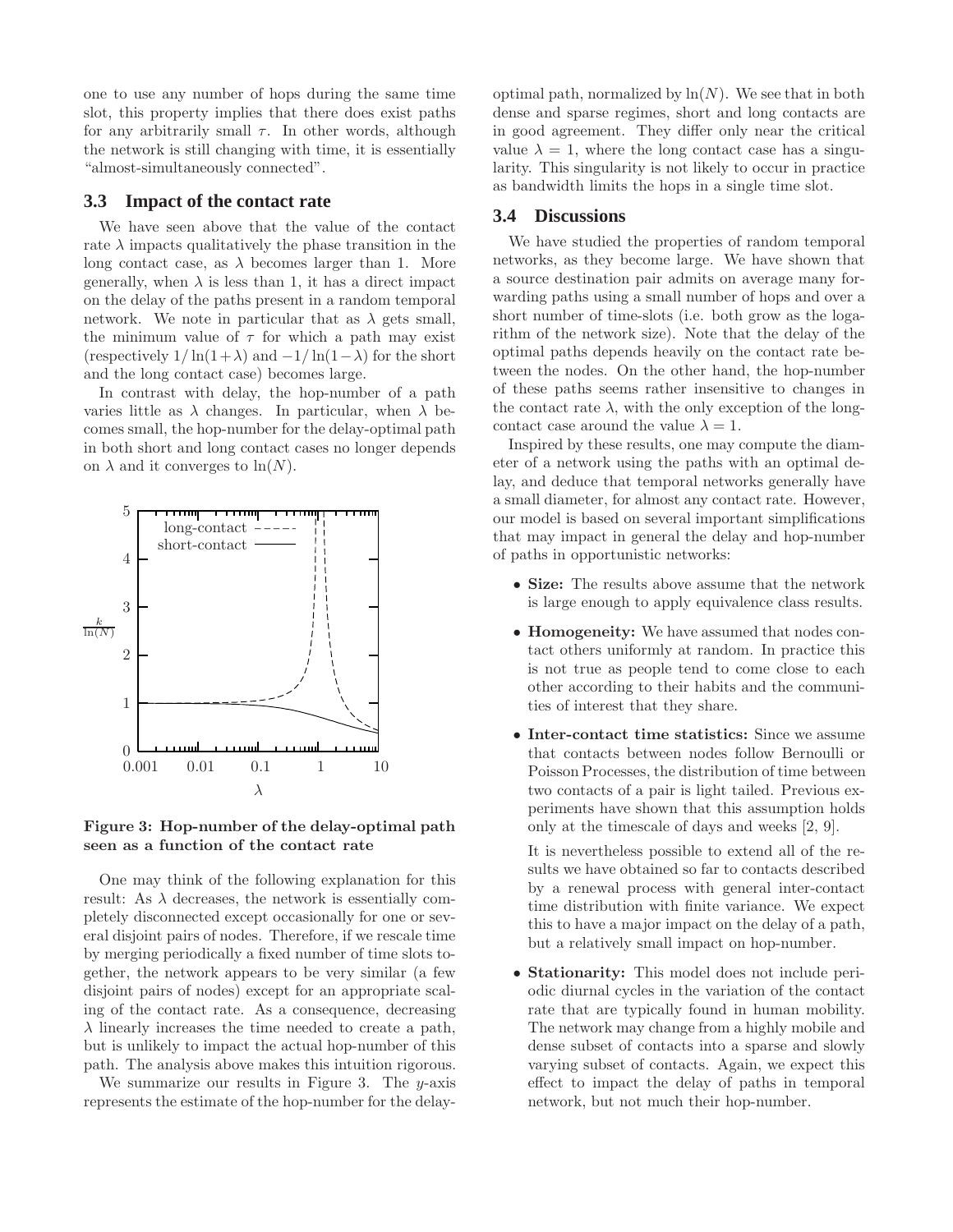one to use any number of hops during the same time slot, this property implies that there does exist paths for any arbitrarily small $\tau$. In other words, although the network is still changing with time, it is essentially "almost-simultaneously connected".

### 3.3 Impact of the contact rate

We have seen above that the value of the contact rate $\lambda$ impacts qualitatively the phase transition in the long contact case, as $\lambda$ becomes larger than 1. More generally, when $\lambda$ is less than 1, it has a direct impact on the delay of the paths present in a random temporal network. We note in particular that as $\lambda$ gets small, the minimum value of $\tau$ for which a path may exist (respectively $1/\ln(1+\lambda)$ and $-1/\ln(1-\lambda)$ for the short and the long contact case) becomes large.

In contrast with delay, the hop-number of a path varies little as $\lambda$ changes. In particular, when $\lambda$ becomes small, the hop-number for the delay-optimal path in both short and long contact cases no longer depends on $\lambda$ and it converges to $\ln(N)$.

**Figure 3: Hop-number of the delay-optimal path seen as a function of the contact rate**

One may think of the following explanation for this result: As $\lambda$ decreases, the network is essentially completely disconnected except occasionally for one or several disjoint pairs of nodes. Therefore, if we rescale time by merging periodically a fixed number of time slots together, the network appears to be very similar (a few disjoint pairs of nodes) except for an appropriate scaling of the contact rate. As a consequence, decreasing $\lambda$ linearly increases the time needed to create a path, but is unlikely to impact the actual hop-number of this path. The analysis above makes this intuition rigorous.

We summarize our results in Figure 3. The $y$-axis represents the estimate of the hop-number for the delay-optimal path, normalized by $\ln(N)$. We see that in both dense and sparse regimes, short and long contacts are in good agreement. They differ only near the critical value $\lambda = 1$, where the long contact case has a singularity. This singularity is not likely to occur in practice as bandwidth limits the hops in a single time slot.

### 3.4 Discussions

We have studied the properties of random temporal networks, as they become large. We have shown that a source destination pair admits on average many forwarding paths using a small number of hops and over a short number of time-slots (i.e. both grow as the logarithm of the network size). Note that the delay of the optimal paths depends heavily on the contact rate between the nodes. On the other hand, the hop-number of these paths seems rather insensitive to changes in the contact rate $\lambda$, with the only exception of the long-contact case around the value $\lambda = 1$.

Inspired by these results, one may compute the diameter of a network using the paths with an optimal delay, and deduce that temporal networks generally have a small diameter, for almost any contact rate. However, our model is based on several important simplifications that may impact in general the delay and hop-number of paths in opportunistic networks:

- **Size:** The results above assume that the network is large enough to apply equivalence class results.
- **Homogeneity:** We have assumed that nodes contact others uniformly at random. In practice this is not true as people tend to come close to each other according to their habits and the communities of interest that they share.
- **Inter-contact time statistics:** Since we assume that contacts between nodes follow Bernoulli or Poisson Processes, the distribution of time between two contacts of a pair is light tailed. Previous experiments have shown that this assumption holds only at the timescale of days and weeks [2, 9].

  It is nevertheless possible to extend all of the results we have obtained so far to contacts described by a renewal process with general inter-contact time distribution with finite variance. We expect this to have a major impact on the delay of a path, but a relatively small impact on hop-number.
- **Stationarity:** This model does not include periodic diurnal cycles in the variation of the contact rate that are typically found in human mobility. The network may change from a highly mobile and dense subset of contacts into a sparse and slowly varying subset of contacts. Again, we expect this effect to impact the delay of paths in temporal network, but not much their hop-number.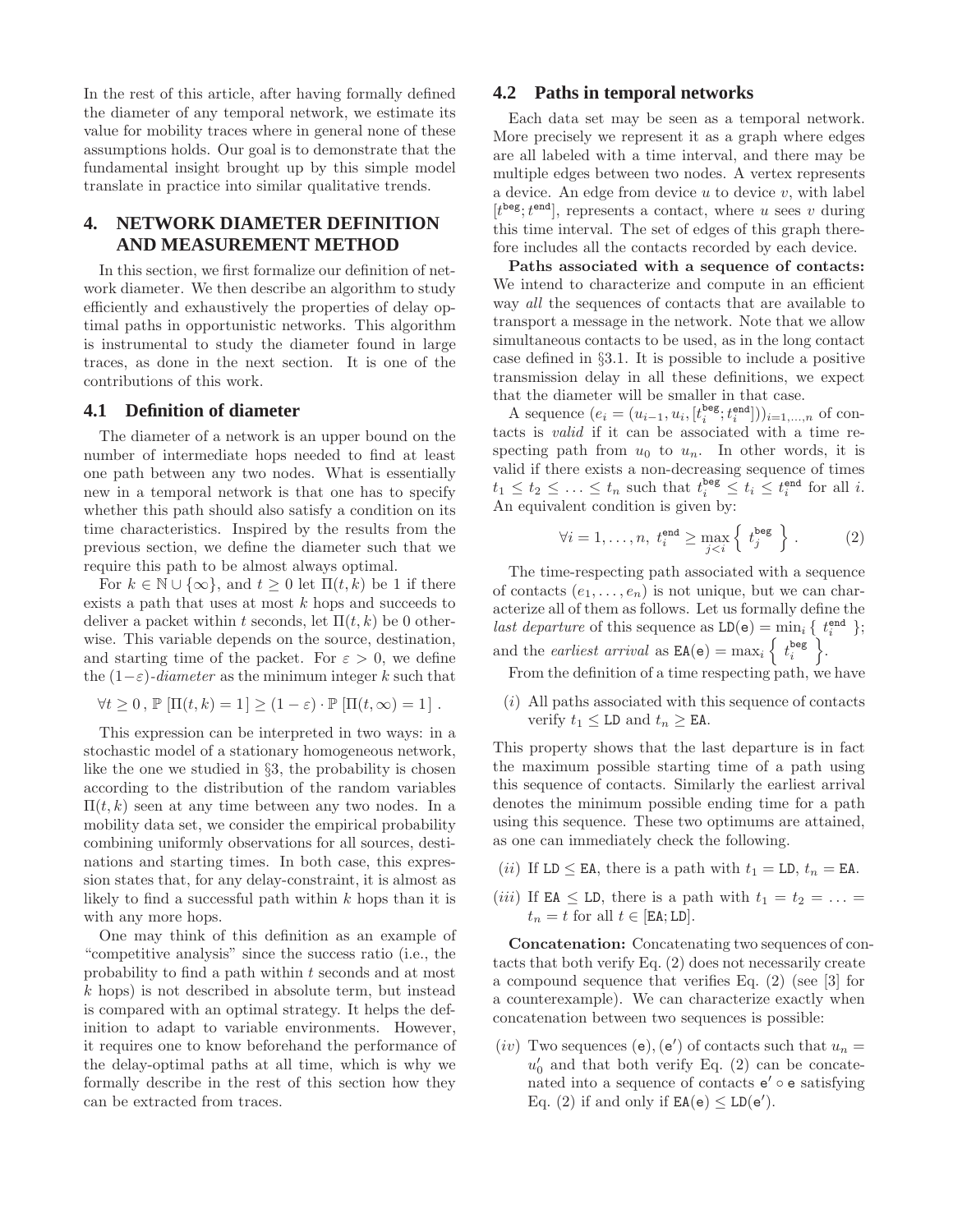In the rest of this article, after having formally defined the diameter of any temporal network, we estimate its value for mobility traces where in general none of these assumptions holds. Our goal is to demonstrate that the fundamental insight brought up by this simple model translate in practice into similar qualitative trends.

## 4. NETWORK DIAMETER DEFINITION AND MEASUREMENT METHOD

In this section, we first formalize our definition of network diameter. We then describe an algorithm to study efficiently and exhaustively the properties of delay optimal paths in opportunistic networks. This algorithm is instrumental to study the diameter found in large traces, as done in the next section. It is one of the contributions of this work.

### 4.1 Definition of diameter

The diameter of a network is an upper bound on the number of intermediate hops needed to find at least one path between any two nodes. What is essentially new in a temporal network is that one has to specify whether this path should also satisfy a condition on its time characteristics. Inspired by the results from the previous section, we define the diameter such that we require this path to be almost always optimal.

For $k \in \mathbb{N} \cup \{\infty\}$, and $t \geq 0$ let $\Pi(t, k)$ be 1 if there exists a path that uses at most $k$ hops and succeeds to deliver a packet within $t$ seconds, let $\Pi(t, k)$ be 0 otherwise. This variable depends on the source, destination, and starting time of the packet. For $\varepsilon > 0$, we define the $(1-\varepsilon)$-*diameter* as the minimum integer $k$ such that

$$\forall t \geq 0\,,\ \mathbb{P}\left[\Pi(t,k) = 1\right] \geq (1-\varepsilon) \cdot \mathbb{P}\left[\Pi(t,\infty) = 1\right]\,.$$

This expression can be interpreted in two ways: in a stochastic model of a stationary homogeneous network, like the one we studied in §3, the probability is chosen according to the distribution of the random variables $\Pi(t, k)$ seen at any time between any two nodes. In a mobility data set, we consider the empirical probability combining uniformly observations for all sources, destinations and starting times. In both case, this expression states that, for any delay-constraint, it is almost as likely to find a successful path within $k$ hops than it is with any more hops.

One may think of this definition as an example of "competitive analysis" since the success ratio (i.e., the probability to find a path within $t$ seconds and at most $k$ hops) is not described in absolute term, but instead is compared with an optimal strategy. It helps the definition to adapt to variable environments. However, it requires one to know beforehand the performance of the delay-optimal paths at all time, which is why we formally describe in the rest of this section how they can be extracted from traces.

### 4.2 Paths in temporal networks

Each data set may be seen as a temporal network. More precisely we represent it as a graph where edges are all labeled with a time interval, and there may be multiple edges between two nodes. A vertex represents a device. An edge from device $u$ to device $v$, with label $[t^{\texttt{beg}}; t^{\texttt{end}}]$, represents a contact, where $u$ sees $v$ during this time interval. The set of edges of this graph therefore includes all the contacts recorded by each device.

**Paths associated with a sequence of contacts:** We intend to characterize and compute in an efficient way *all* the sequences of contacts that are available to transport a message in the network. Note that we allow simultaneous contacts to be used, as in the long contact case defined in §3.1. It is possible to include a positive transmission delay in all these definitions, we expect that the diameter will be smaller in that case.

A sequence $(e_i = (u_{i-1}, u_i, [t_i^{\texttt{beg}}; t_i^{\texttt{end}}]))_{i=1,\dots,n}$ of contacts is *valid* if it can be associated with a time respecting path from $u_0$ to $u_n$. In other words, it is valid if there exists a non-decreasing sequence of times $t_1 \leq t_2 \leq \ldots \leq t_n$ such that $t_i^{\texttt{beg}} \leq t_i \leq t_i^{\texttt{end}}$ for all $i$. An equivalent condition is given by:

$$\forall i = 1,\dots,n,\ t_i^{\texttt{end}} \geq \max_{j<i} \left\{ t_j^{\texttt{beg}} \right\}. \qquad (2)$$

The time-respecting path associated with a sequence of contacts $(e_1, \dots, e_n)$ is not unique, but we can characterize all of them as follows. Let us formally define the *last departure* of this sequence as $\texttt{LD}(\texttt{e}) = \min_i \{ t_i^{\texttt{end}} \}$; and the *earliest arrival* as $\texttt{EA}(\texttt{e}) = \max_i \left\{ t_i^{\texttt{beg}} \right\}$.

From the definition of a time respecting path, we have

($i$) All paths associated with this sequence of contacts verify $t_1 \leq \texttt{LD}$ and $t_n \geq \texttt{EA}$.

This property shows that the last departure is in fact the maximum possible starting time of a path using this sequence of contacts. Similarly the earliest arrival denotes the minimum possible ending time for a path using this sequence. These two optimums are attained, as one can immediately check the following.

($ii$) If $\texttt{LD} \leq \texttt{EA}$, there is a path with $t_1 = \texttt{LD}$, $t_n = \texttt{EA}$.

($iii$) If $\texttt{EA} \leq \texttt{LD}$, there is a path with $t_1 = t_2 = \ldots = t_n = t$ for all $t \in [\texttt{EA}; \texttt{LD}]$.

**Concatenation:** Concatenating two sequences of contacts that both verify Eq. (2) does not necessarily create a compound sequence that verifies Eq. (2) (see [3] for a counterexample). We can characterize exactly when concatenation between two sequences is possible:

($iv$) Two sequences $(\texttt{e}), (\texttt{e}')$ of contacts such that $u_n = u'_0$ and that both verify Eq. (2) can be concatenated into a sequence of contacts $\texttt{e}' \circ \texttt{e}$ satisfying Eq. (2) if and only if $\texttt{EA}(\texttt{e}) \leq \texttt{LD}(\texttt{e}')$.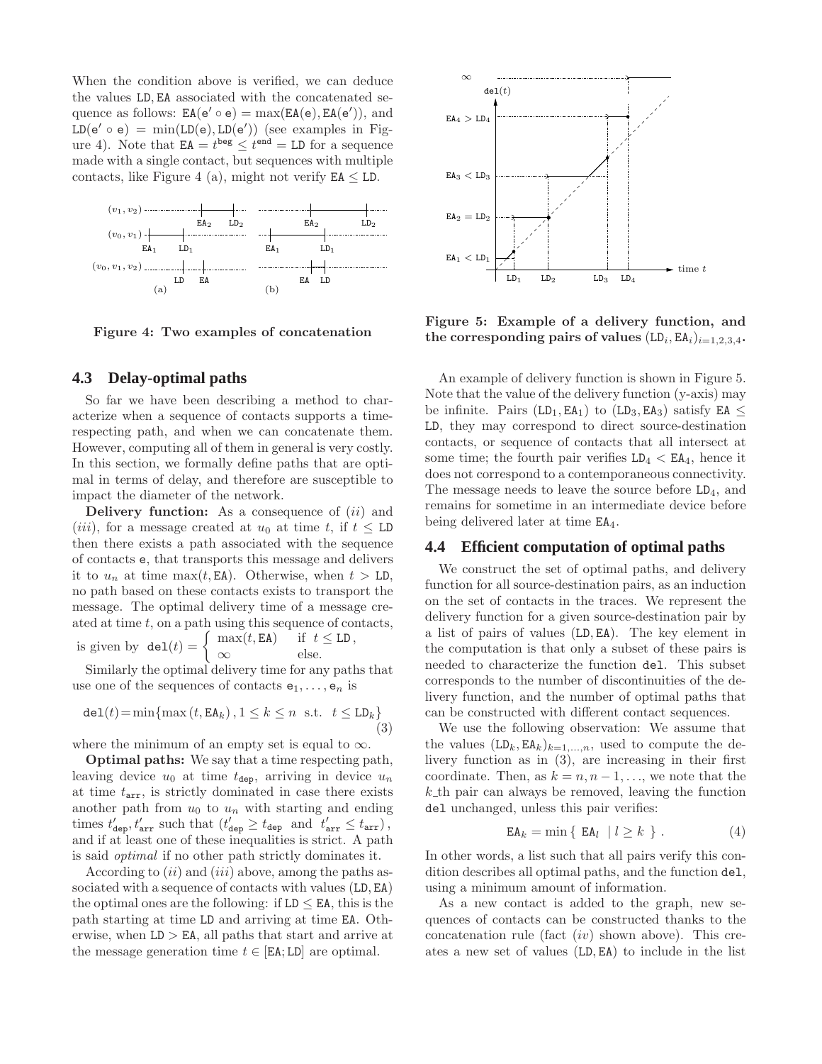When the condition above is verified, we can deduce the values LD, EA associated with the concatenated sequence as follows: $\mathtt{EA}(\mathsf{e}' \circ \mathsf{e}) = \max(\mathtt{EA}(\mathsf{e}), \mathtt{EA}(\mathsf{e}'))$, and $\mathtt{LD}(\mathsf{e}' \circ \mathsf{e}) = \min(\mathtt{LD}(\mathsf{e}), \mathtt{LD}(\mathsf{e}'))$ (see examples in Figure 4). Note that $\mathtt{EA} = t^{\mathrm{beg}} \leq t^{\mathrm{end}} = \mathtt{LD}$ for a sequence made with a single contact, but sequences with multiple contacts, like Figure 4 (a), might not verify $\mathtt{EA} \leq \mathtt{LD}$.

**Figure 4: Two examples of concatenation**

### 4.3 Delay-optimal paths

So far we have been describing a method to characterize when a sequence of contacts supports a time-respecting path, and when we can concatenate them. However, computing all of them in general is very costly. In this section, we formally define paths that are optimal in terms of delay, and therefore are susceptible to impact the diameter of the network.

**Delivery function:** As a consequence of (*ii*) and (*iii*), for a message created at $u_0$ at time $t$, if $t \leq \mathtt{LD}$ then there exists a path associated with the sequence of contacts e, that transports this message and delivers it to $u_n$ at time $\max(t, \mathtt{EA})$. Otherwise, when $t > \mathtt{LD}$, no path based on these contacts exists to transport the message. The optimal delivery time of a message created at time $t$, on a path using this sequence of contacts, is given by $\mathtt{del}(t) = \begin{cases} \max(t, \mathtt{EA}) & \text{if } t \leq \mathtt{LD}, \\ \infty & \text{else.} \end{cases}$

Similarly the optimal delivery time for any paths that use one of the sequences of contacts $\mathsf{e}_1, \ldots, \mathsf{e}_n$ is

$$\mathtt{del}(t) = \min\{\max(t, \mathtt{EA}_k), 1 \leq k \leq n \text{ s.t. } t \leq \mathtt{LD}_k\} \tag{3}$$

where the minimum of an empty set is equal to $\infty$.

**Optimal paths:** We say that a time respecting path, leaving device $u_0$ at time $t_{\mathtt{dep}}$, arriving in device $u_n$ at time $t_{\mathtt{arr}}$, is strictly dominated in case there exists another path from $u_0$ to $u_n$ with starting and ending times $t'_{\mathtt{dep}}, t'_{\mathtt{arr}}$ such that $(t'_{\mathtt{dep}} \geq t_{\mathtt{dep}}$ and $t'_{\mathtt{arr}} \leq t_{\mathtt{arr}})$, and if at least one of these inequalities is strict. A path is said *optimal* if no other path strictly dominates it.

According to (*ii*) and (*iii*) above, among the paths associated with a sequence of contacts with values (LD, EA) the optimal ones are the following: if $\mathtt{LD} \leq \mathtt{EA}$, this is the path starting at time LD and arriving at time EA. Otherwise, when $\mathtt{LD} > \mathtt{EA}$, all paths that start and arrive at the message generation time $t \in [\mathtt{EA}; \mathtt{LD}]$ are optimal.

**Figure 5: Example of a delivery function, and the corresponding pairs of values $(\mathtt{LD}_i, \mathtt{EA}_i)_{i=1,2,3,4}$.**

An example of delivery function is shown in Figure 5. Note that the value of the delivery function (y-axis) may be infinite. Pairs $(\mathtt{LD}_1, \mathtt{EA}_1)$ to $(\mathtt{LD}_3, \mathtt{EA}_3)$ satisfy $\mathtt{EA} \leq \mathtt{LD}$, they may correspond to direct source-destination contacts, or sequence of contacts that all intersect at some time; the fourth pair verifies $\mathtt{LD}_4 < \mathtt{EA}_4$, hence it does not correspond to a contemporaneous connectivity. The message needs to leave the source before $\mathtt{LD}_4$, and remains for sometime in an intermediate device before being delivered later at time $\mathtt{EA}_4$.

### 4.4 Efficient computation of optimal paths

We construct the set of optimal paths, and delivery function for all source-destination pairs, as an induction on the set of contacts in the traces. We represent the delivery function for a given source-destination pair by a list of pairs of values (LD, EA). The key element in the computation is that only a subset of these pairs is needed to characterize the function del. This subset corresponds to the number of discontinuities of the delivery function, and the number of optimal paths that can be constructed with different contact sequences.

We use the following observation: We assume that the values $(\mathtt{LD}_k, \mathtt{EA}_k)_{k=1,\ldots,n}$, used to compute the delivery function as in (3), are increasing in their first coordinate. Then, as $k = n, n-1, \ldots$, we note that the $k$\_th pair can always be removed, leaving the function del unchanged, unless this pair verifies:

$$\mathtt{EA}_k = \min\{\ \mathtt{EA}_l \ \mid l \geq k\ \}. \tag{4}$$

In other words, a list such that all pairs verify this condition describes all optimal paths, and the function del, using a minimum amount of information.

As a new contact is added to the graph, new sequences of contacts can be constructed thanks to the concatenation rule (fact (*iv*) shown above). This creates a new set of values (LD, EA) to include in the list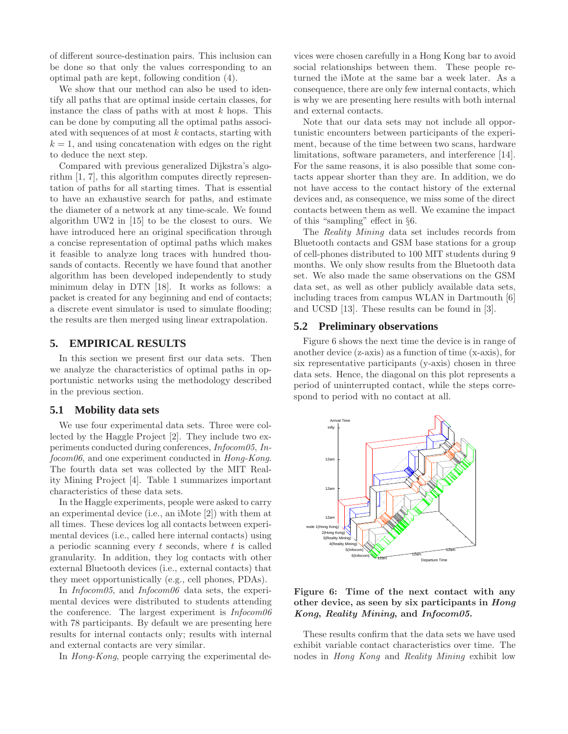of different source-destination pairs. This inclusion can be done so that only the values corresponding to an optimal path are kept, following condition (4).

We show that our method can also be used to identify all paths that are optimal inside certain classes, for instance the class of paths with at most $k$ hops. This can be done by computing all the optimal paths associated with sequences of at most $k$ contacts, starting with $k = 1$, and using concatenation with edges on the right to deduce the next step.

Compared with previous generalized Dijkstra's algorithm [1, 7], this algorithm computes directly representation of paths for all starting times. That is essential to have an exhaustive search for paths, and estimate the diameter of a network at any time-scale. We found algorithm UW2 in [15] to be the closest to ours. We have introduced here an original specification through a concise representation of optimal paths which makes it feasible to analyze long traces with hundred thousands of contacts. Recently we have found that another algorithm has been developed independently to study minimum delay in DTN [18]. It works as follows: a packet is created for any beginning and end of contacts; a discrete event simulator is used to simulate flooding; the results are then merged using linear extrapolation.

## 5. EMPIRICAL RESULTS

In this section we present first our data sets. Then we analyze the characteristics of optimal paths in opportunistic networks using the methodology described in the previous section.

### 5.1 Mobility data sets

We use four experimental data sets. Three were collected by the Haggle Project [2]. They include two experiments conducted during conferences, *Infocom05*, *Infocom06*, and one experiment conducted in *Hong-Kong*. The fourth data set was collected by the MIT Reality Mining Project [4]. Table 1 summarizes important characteristics of these data sets.

In the Haggle experiments, people were asked to carry an experimental device (i.e., an iMote [2]) with them at all times. These devices log all contacts between experimental devices (i.e., called here internal contacts) using a periodic scanning every $t$ seconds, where $t$ is called granularity. In addition, they log contacts with other external Bluetooth devices (i.e., external contacts) that they meet opportunistically (e.g., cell phones, PDAs).

In *Infocom05*, and *Infocom06* data sets, the experimental devices were distributed to students attending the conference. The largest experiment is *Infocom06* with 78 participants. By default we are presenting here results for internal contacts only; results with internal and external contacts are very similar.

In *Hong-Kong*, people carrying the experimental devices were chosen carefully in a Hong Kong bar to avoid social relationships between them. These people returned the iMote at the same bar a week later. As a consequence, there are only few internal contacts, which is why we are presenting here results with both internal and external contacts.

Note that our data sets may not include all opportunistic encounters between participants of the experiment, because of the time between two scans, hardware limitations, software parameters, and interference [14]. For the same reasons, it is also possible that some contacts appear shorter than they are. In addition, we do not have access to the contact history of the external devices and, as consequence, we miss some of the direct contacts between them as well. We examine the impact of this "sampling" effect in §6.

The *Reality Mining* data set includes records from Bluetooth contacts and GSM base stations for a group of cell-phones distributed to 100 MIT students during 9 months. We only show results from the Bluetooth data set. We also made the same observations on the GSM data set, as well as other publicly available data sets, including traces from campus WLAN in Dartmouth [6] and UCSD [13]. These results can be found in [3].

### 5.2 Preliminary observations

Figure 6 shows the next time the device is in range of another device (z-axis) as a function of time (x-axis), for six representative participants (y-axis) chosen in three data sets. Hence, the diagonal on this plot represents a period of uninterrupted contact, while the steps correspond to period with no contact at all.

**Figure 6: Time of the next contact with any other device, as seen by six participants in *Hong Kong*, *Reality Mining*, and *Infocom05*.**

These results confirm that the data sets we have used exhibit variable contact characteristics over time. The nodes in *Hong Kong* and *Reality Mining* exhibit low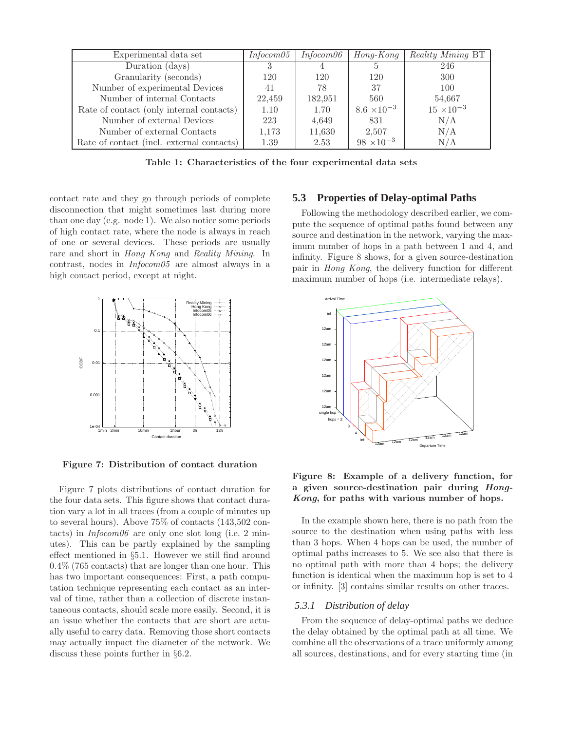| Experimental data set | *Infocom05* | *Infocom06* | *Hong-Kong* | *Reality Mining* BT |
|---|---|---|---|---|
| Duration (days) | 3 | 4 | 5 | 246 |
| Granularity (seconds) | 120 | 120 | 120 | 300 |
| Number of experimental Devices | 41 | 78 | 37 | 100 |
| Number of internal Contacts | 22,459 | 182,951 | 560 | 54,667 |
| Rate of contact (only internal contacts) | 1.10 | 1.70 | $8.6 \times 10^{-3}$ | $15 \times 10^{-3}$ |
| Number of external Devices | 223 | 4,649 | 831 | N/A |
| Number of external Contacts | 1,173 | 11,630 | 2,507 | N/A |
| Rate of contact (incl. external contacts) | 1.39 | 2.53 | $98 \times 10^{-3}$ | N/A |

**Table 1: Characteristics of the four experimental data sets**

contact rate and they go through periods of complete disconnection that might sometimes last during more than one day (e.g. node 1). We also notice some periods of high contact rate, where the node is always in reach of one or several devices. These periods are usually rare and short in *Hong Kong* and *Reality Mining*. In contrast, nodes in *Infocom05* are almost always in a high contact period, except at night.

**Figure 7: Distribution of contact duration**

Figure 7 plots distributions of contact duration for the four data sets. This figure shows that contact duration vary a lot in all traces (from a couple of minutes up to several hours). Above 75% of contacts (143,502 contacts) in *Infocom06* are only one slot long (i.e. 2 minutes). This can be partly explained by the sampling effect mentioned in §5.1. However we still find around 0.4% (765 contacts) that are longer than one hour. This has two important consequences: First, a path computation technique representing each contact as an interval of time, rather than a collection of discrete instantaneous contacts, should scale more easily. Second, it is an issue whether the contacts that are short are actually useful to carry data. Removing those short contacts may actually impact the diameter of the network. We discuss these points further in §6.2.

### 5.3 Properties of Delay-optimal Paths

Following the methodology described earlier, we compute the sequence of optimal paths found between any source and destination in the network, varying the maximum number of hops in a path between 1 and 4, and infinity. Figure 8 shows, for a given source-destination pair in *Hong Kong*, the delivery function for different maximum number of hops (i.e. intermediate relays).

**Figure 8: Example of a delivery function, for a given source-destination pair during *Hong-Kong*, for paths with various number of hops.**

In the example shown here, there is no path from the source to the destination when using paths with less than 3 hops. When 4 hops can be used, the number of optimal paths increases to 5. We see also that there is no optimal path with more than 4 hops; the delivery function is identical when the maximum hop is set to 4 or infinity. [3] contains similar results on other traces.

#### 5.3.1 *Distribution of delay*

From the sequence of delay-optimal paths we deduce the delay obtained by the optimal path at all time. We combine all the observations of a trace uniformly among all sources, destinations, and for every starting time (in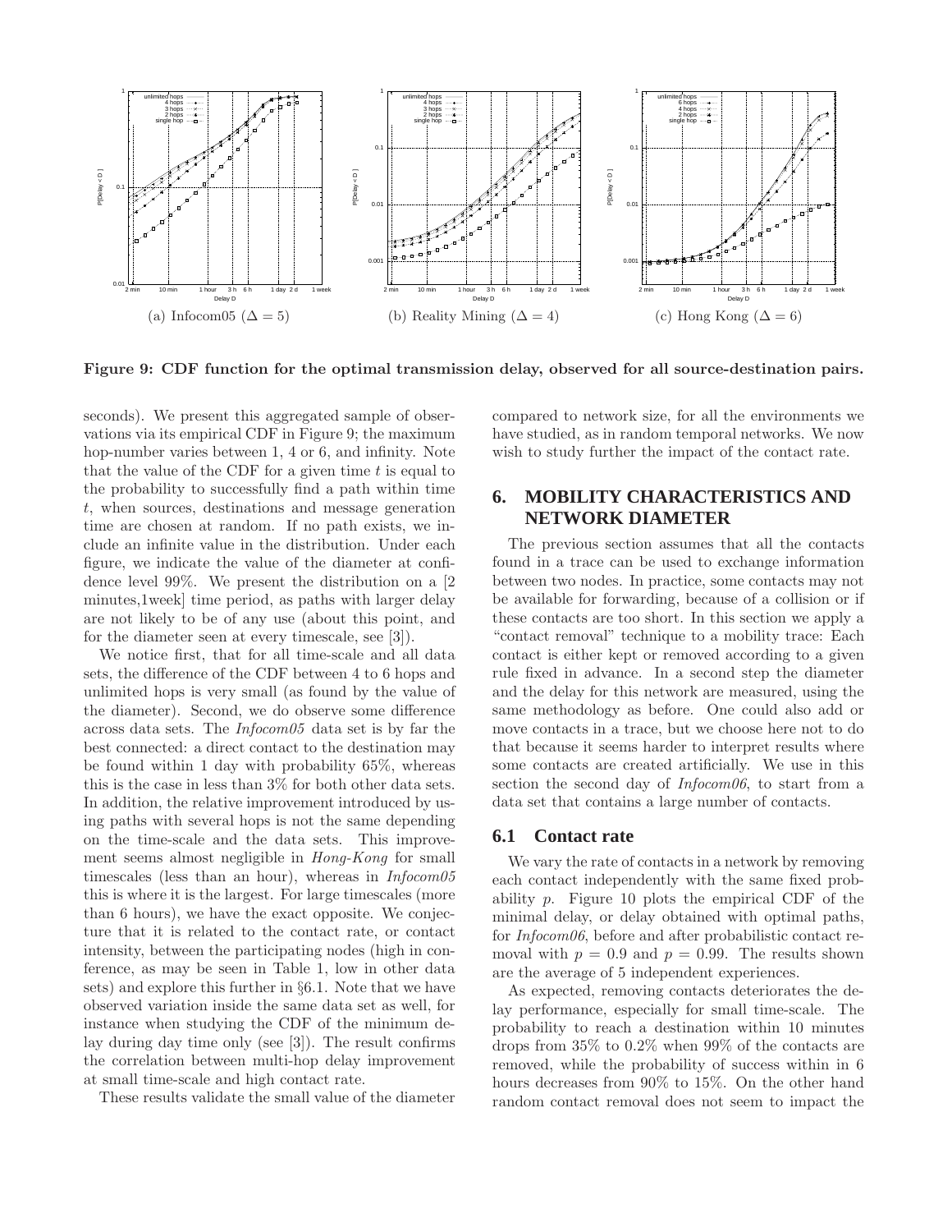(a) Infocom05 ($\Delta = 5$)

(b) Reality Mining ($\Delta = 4$)

(c) Hong Kong ($\Delta = 6$)

**Figure 9: CDF function for the optimal transmission delay, observed for all source-destination pairs.**

seconds). We present this aggregated sample of observations via its empirical CDF in Figure 9; the maximum hop-number varies between 1, 4 or 6, and infinity. Note that the value of the CDF for a given time $t$ is equal to the probability to successfully find a path within time $t$, when sources, destinations and message generation time are chosen at random. If no path exists, we include an infinite value in the distribution. Under each figure, we indicate the value of the diameter at confidence level 99%. We present the distribution on a [2 minutes,1week] time period, as paths with larger delay are not likely to be of any use (about this point, and for the diameter seen at every timescale, see [3]).

We notice first, that for all time-scale and all data sets, the difference of the CDF between 4 to 6 hops and unlimited hops is very small (as found by the value of the diameter). Second, we do observe some difference across data sets. The *Infocom05* data set is by far the best connected: a direct contact to the destination may be found within 1 day with probability 65%, whereas this is the case in less than 3% for both other data sets. In addition, the relative improvement introduced by using paths with several hops is not the same depending on the time-scale and the data sets. This improvement seems almost negligible in *Hong-Kong* for small timescales (less than an hour), whereas in *Infocom05* this is where it is the largest. For large timescales (more than 6 hours), we have the exact opposite. We conjecture that it is related to the contact rate, or contact intensity, between the participating nodes (high in conference, as may be seen in Table 1, low in other data sets) and explore this further in §6.1. Note that we have observed variation inside the same data set as well, for instance when studying the CDF of the minimum delay during day time only (see [3]). The result confirms the correlation between multi-hop delay improvement at small time-scale and high contact rate.

These results validate the small value of the diameter compared to network size, for all the environments we have studied, as in random temporal networks. We now wish to study further the impact of the contact rate.

# 6. MOBILITY CHARACTERISTICS AND NETWORK DIAMETER

The previous section assumes that all the contacts found in a trace can be used to exchange information between two nodes. In practice, some contacts may not be available for forwarding, because of a collision or if these contacts are too short. In this section we apply a "contact removal" technique to a mobility trace: Each contact is either kept or removed according to a given rule fixed in advance. In a second step the diameter and the delay for this network are measured, using the same methodology as before. One could also add or move contacts in a trace, but we choose here not to do that because it seems harder to interpret results where some contacts are created artificially. We use in this section the second day of *Infocom06*, to start from a data set that contains a large number of contacts.

## 6.1 Contact rate

We vary the rate of contacts in a network by removing each contact independently with the same fixed probability $p$. Figure 10 plots the empirical CDF of the minimal delay, or delay obtained with optimal paths, for *Infocom06*, before and after probabilistic contact removal with $p = 0.9$ and $p = 0.99$. The results shown are the average of 5 independent experiences.

As expected, removing contacts deteriorates the delay performance, especially for small time-scale. The probability to reach a destination within 10 minutes drops from 35% to 0.2% when 99% of the contacts are removed, while the probability of success within in 6 hours decreases from 90% to 15%. On the other hand random contact removal does not seem to impact the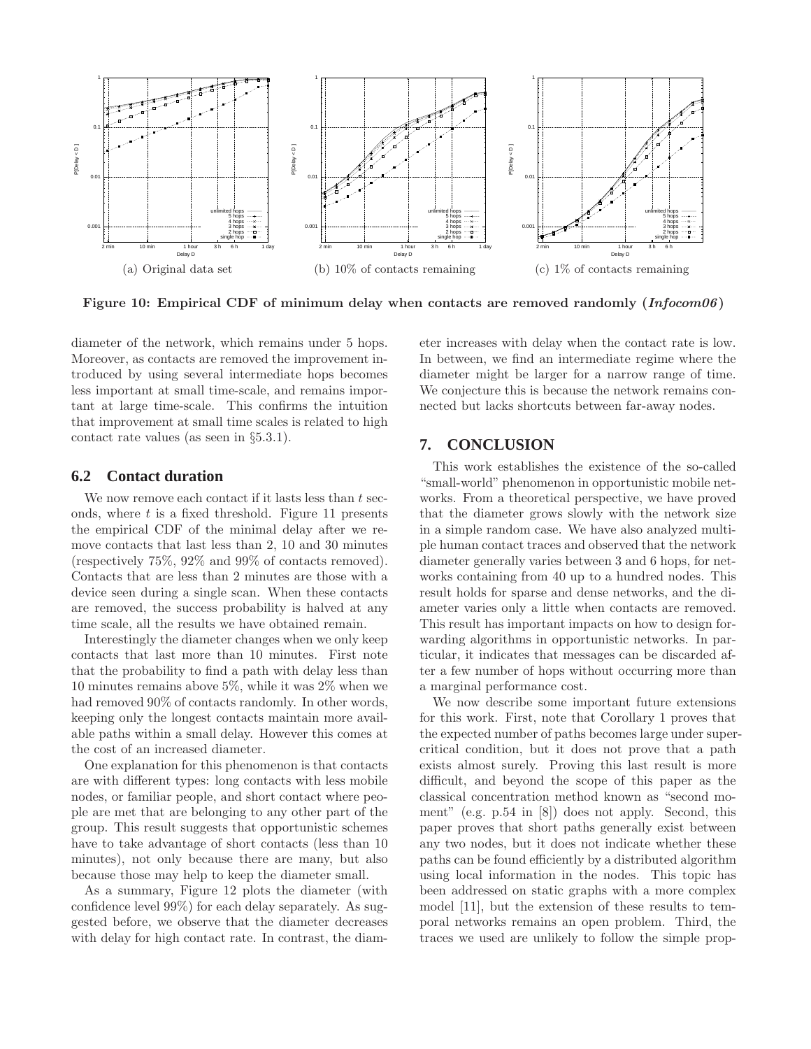(a) Original data set

(b) 10% of contacts remaining

(c) 1% of contacts remaining

**Figure 10: Empirical CDF of minimum delay when contacts are removed randomly (*Infocom06*)**

diameter of the network, which remains under 5 hops. Moreover, as contacts are removed the improvement introduced by using several intermediate hops becomes less important at small time-scale, and remains important at large time-scale. This confirms the intuition that improvement at small time scales is related to high contact rate values (as seen in §5.3.1).

## 6.2 Contact duration

We now remove each contact if it lasts less than $t$ seconds, where $t$ is a fixed threshold. Figure 11 presents the empirical CDF of the minimal delay after we remove contacts that last less than 2, 10 and 30 minutes (respectively 75%, 92% and 99% of contacts removed). Contacts that are less than 2 minutes are those with a device seen during a single scan. When these contacts are removed, the success probability is halved at any time scale, all the results we have obtained remain.

Interestingly the diameter changes when we only keep contacts that last more than 10 minutes. First note that the probability to find a path with delay less than 10 minutes remains above 5%, while it was 2% when we had removed 90% of contacts randomly. In other words, keeping only the longest contacts maintain more available paths within a small delay. However this comes at the cost of an increased diameter.

One explanation for this phenomenon is that contacts are with different types: long contacts with less mobile nodes, or familiar people, and short contact where people are met that are belonging to any other part of the group. This result suggests that opportunistic schemes have to take advantage of short contacts (less than 10 minutes), not only because there are many, but also because those may help to keep the diameter small.

As a summary, Figure 12 plots the diameter (with confidence level 99%) for each delay separately. As suggested before, we observe that the diameter decreases with delay for high contact rate. In contrast, the diameter increases with delay when the contact rate is low. In between, we find an intermediate regime where the diameter might be larger for a narrow range of time. We conjecture this is because the network remains connected but lacks shortcuts between far-away nodes.

# 7. CONCLUSION

This work establishes the existence of the so-called "small-world" phenomenon in opportunistic mobile networks. From a theoretical perspective, we have proved that the diameter grows slowly with the network size in a simple random case. We have also analyzed multiple human contact traces and observed that the network diameter generally varies between 3 and 6 hops, for networks containing from 40 up to a hundred nodes. This result holds for sparse and dense networks, and the diameter varies only a little when contacts are removed. This result has important impacts on how to design forwarding algorithms in opportunistic networks. In particular, it indicates that messages can be discarded after a few number of hops without occurring more than a marginal performance cost.

We now describe some important future extensions for this work. First, note that Corollary 1 proves that the expected number of paths becomes large under supercritical condition, but it does not prove that a path exists almost surely. Proving this last result is more difficult, and beyond the scope of this paper as the classical concentration method known as "second moment" (e.g. p.54 in [8]) does not apply. Second, this paper proves that short paths generally exist between any two nodes, but it does not indicate whether these paths can be found efficiently by a distributed algorithm using local information in the nodes. This topic has been addressed on static graphs with a more complex model [11], but the extension of these results to temporal networks remains an open problem. Third, the traces we used are unlikely to follow the simple prop-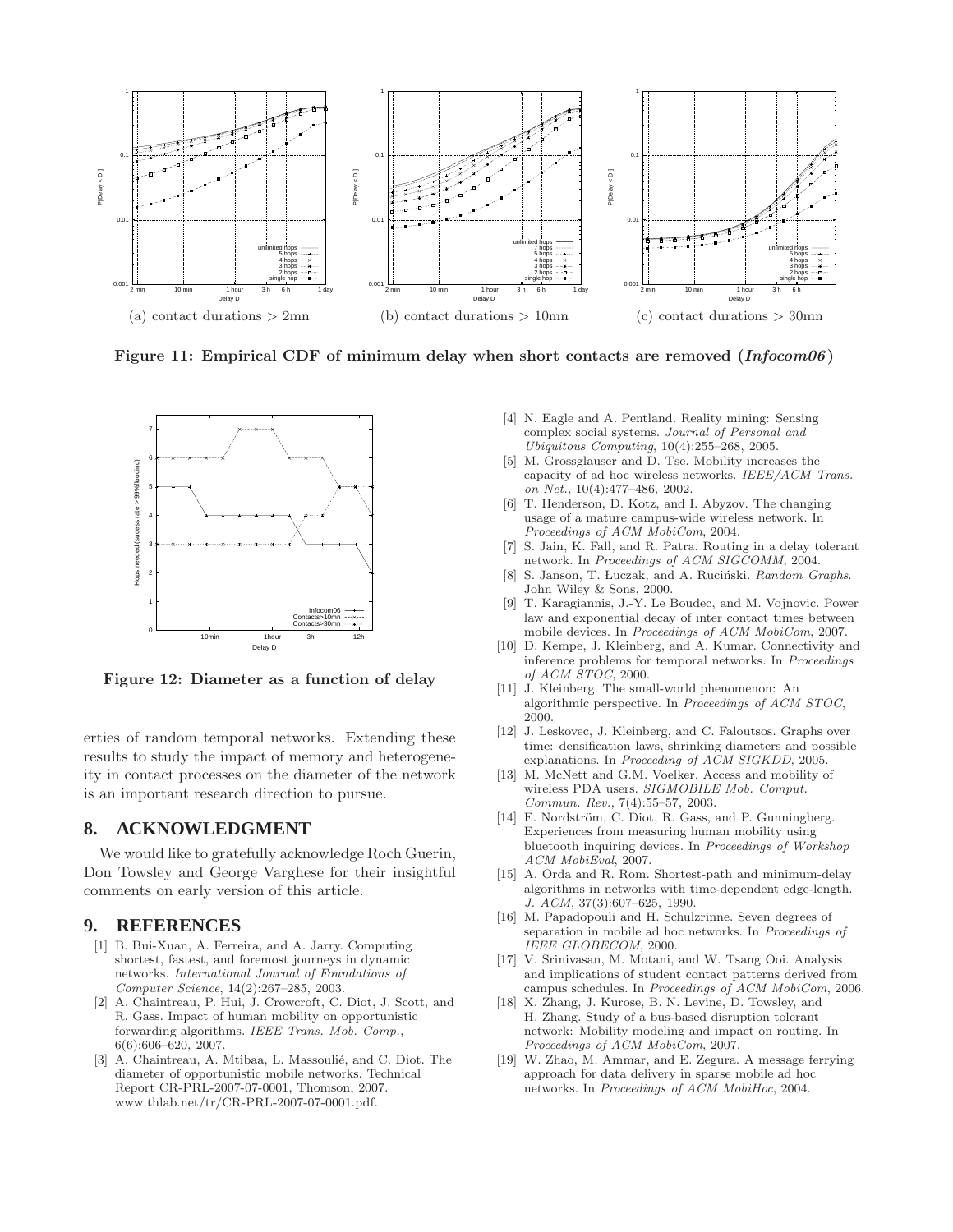1

0.1

0.01

0.001

P[Delay < D ]

2 min 10 min 1 hour 3 h 6 h 1 day

Delay D

unlimited hops
5 hops
4 hops
3 hops
2 hops
single hop

(a) contact durations > 2mn

1

0.1

0.01

0.001

P[Delay < D ]

2 min 10 min 1 hour 3 h 6 h 1 day

Delay D

unlimited hops
7 hops
5 hops
4 hops
3 hops
2 hops
single hop

(b) contact durations > 10mn

1

0.1

0.01

0.001

P[Delay < D ]

2 min 10 min 1 hour 3 h 6 h

Delay D

unlimited hops
5 hops
4 hops
3 hops
2 hops
single hop

(c) contact durations > 30mn

**Figure 11: Empirical CDF of minimum delay when short contacts are removed (*Infocom06*)**

7
6
5
4
3
2
1
0

Hops needed (sucess rate > 99%flooding)

10min 1hour 3h 12h

Delay D

Infocom06
Contacts>10mn
Contacts>30mn

**Figure 12: Diameter as a function of delay**

erties of random temporal networks. Extending these results to study the impact of memory and heterogeneity in contact processes on the diameter of the network is an important research direction to pursue.

## 8. ACKNOWLEDGMENT

We would like to gratefully acknowledge Roch Guerin, Don Towsley and George Varghese for their insightful comments on early version of this article.

## 9. REFERENCES

[1] B. Bui-Xuan, A. Ferreira, and A. Jarry. Computing shortest, fastest, and foremost journeys in dynamic networks. *International Journal of Foundations of Computer Science*, 14(2):267–285, 2003.

[2] A. Chaintreau, P. Hui, J. Crowcroft, C. Diot, J. Scott, and R. Gass. Impact of human mobility on opportunistic forwarding algorithms. *IEEE Trans. Mob. Comp.*, 6(6):606–620, 2007.

[3] A. Chaintreau, A. Mtibaa, L. Massoulié, and C. Diot. The diameter of opportunistic mobile networks. Technical Report CR-PRL-2007-07-0001, Thomson, 2007. www.thlab.net/tr/CR-PRL-2007-07-0001.pdf.

[4] N. Eagle and A. Pentland. Reality mining: Sensing complex social systems. *Journal of Personal and Ubiquitous Computing*, 10(4):255–268, 2005.

[5] M. Grossglauser and D. Tse. Mobility increases the capacity of ad hoc wireless networks. *IEEE/ACM Trans. on Net.*, 10(4):477–486, 2002.

[6] T. Henderson, D. Kotz, and I. Abyzov. The changing usage of a mature campus-wide wireless network. In *Proceedings of ACM MobiCom*, 2004.

[7] S. Jain, K. Fall, and R. Patra. Routing in a delay tolerant network. In *Proceedings of ACM SIGCOMM*, 2004.

[8] S. Janson, T. Łuczak, and A. Ruciński. *Random Graphs*. John Wiley & Sons, 2000.

[9] T. Karagiannis, J.-Y. Le Boudec, and M. Vojnovic. Power law and exponential decay of inter contact times between mobile devices. In *Proceedings of ACM MobiCom*, 2007.

[10] D. Kempe, J. Kleinberg, and A. Kumar. Connectivity and inference problems for temporal networks. In *Proceedings of ACM STOC*, 2000.

[11] J. Kleinberg. The small-world phenomenon: An algorithmic perspective. In *Proceedings of ACM STOC*, 2000.

[12] J. Leskovec, J. Kleinberg, and C. Faloutsos. Graphs over time: densification laws, shrinking diameters and possible explanations. In *Proceeding of ACM SIGKDD*, 2005.

[13] M. McNett and G.M. Voelker. Access and mobility of wireless PDA users. *SIGMOBILE Mob. Comput. Commun. Rev.*, 7(4):55–57, 2003.

[14] E. Nordström, C. Diot, R. Gass, and P. Gunningberg. Experiences from measuring human mobility using bluetooth inquiring devices. In *Proceedings of Workshop ACM MobiEval*, 2007.

[15] A. Orda and R. Rom. Shortest-path and minimum-delay algorithms in networks with time-dependent edge-length. *J. ACM*, 37(3):607–625, 1990.

[16] M. Papadopouli and H. Schulzrinne. Seven degrees of separation in mobile ad hoc networks. In *Proceedings of IEEE GLOBECOM*, 2000.

[17] V. Srinivasan, M. Motani, and W. Tsang Ooi. Analysis and implications of student contact patterns derived from campus schedules. In *Proceedings of ACM MobiCom*, 2006.

[18] X. Zhang, J. Kurose, B. N. Levine, D. Towsley, and H. Zhang. Study of a bus-based disruption tolerant network: Mobility modeling and impact on routing. In *Proceedings of ACM MobiCom*, 2007.

[19] W. Zhao, M. Ammar, and E. Zegura. A message ferrying approach for data delivery in sparse mobile ad hoc networks. In *Proceedings of ACM MobiHoc*, 2004.